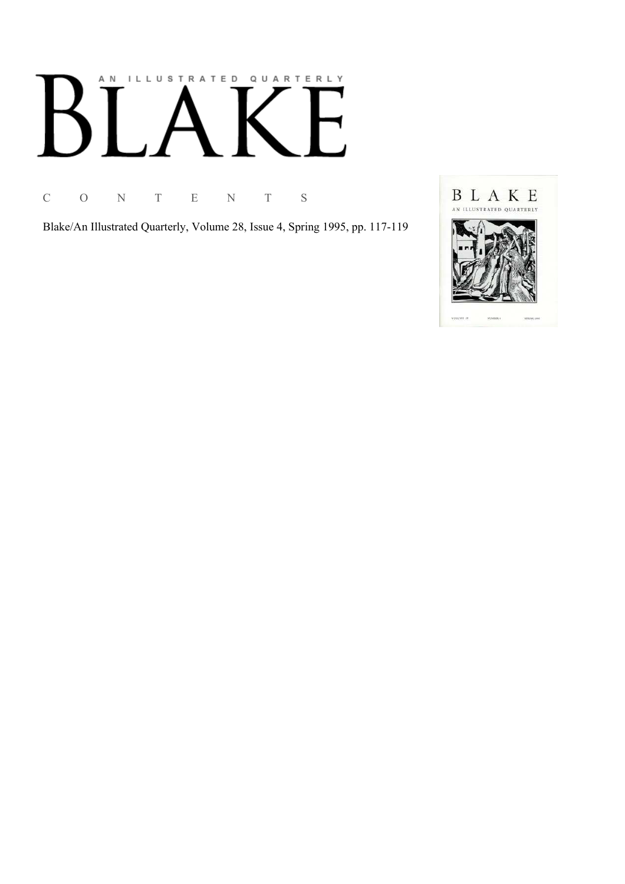# AN ILLUSTRATED QUARTERLY BLAKE

C O N T E N T S

Blake/An Illustrated Quarterly, Volume 28, Issue 4, Spring 1995, pp. 117-119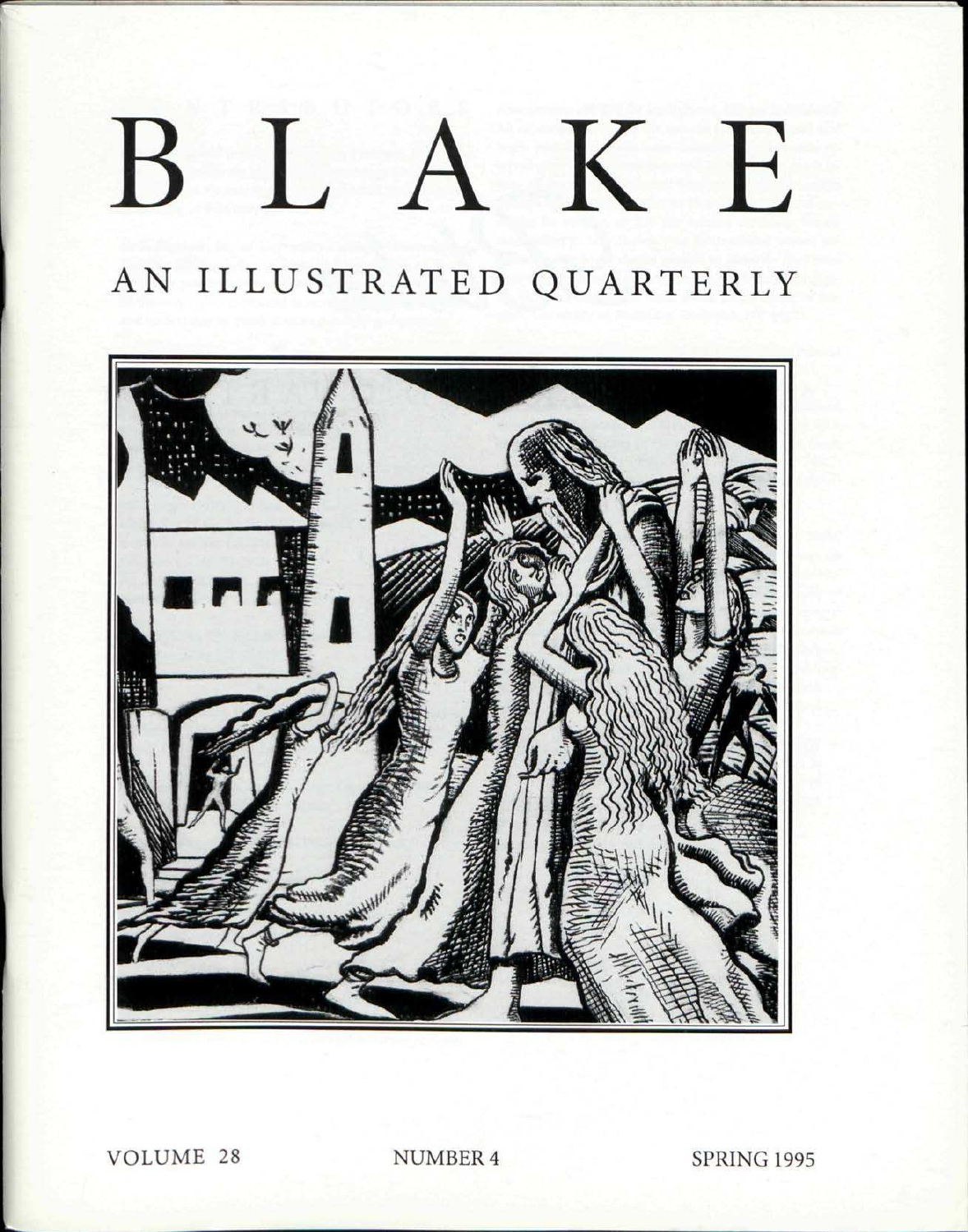# BLAKE

## AN ILLUSTRATED QUARTERLY

VOLUME 28 NUMBER 4 SPRING 1995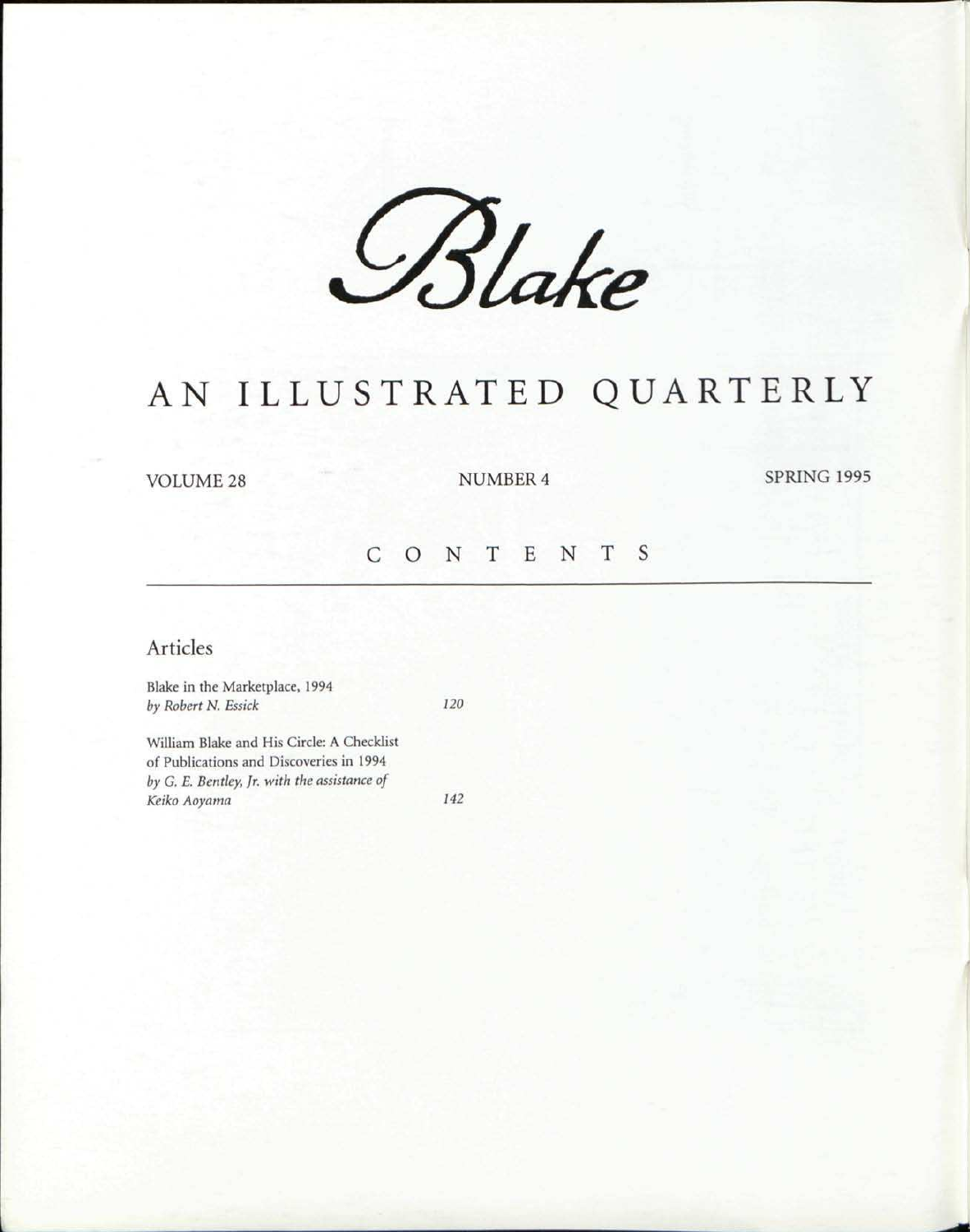# Blake

## AN ILLUSTRATED QUARTERLY

VOLUME 28 NUMBER 4 SPRING 1995

## CONTENTS

### Articles

Blake in the Marketplace, 1994
*by Robert N. Essick* 120

William Blake and His Circle: A Checklist of Publications and Discoveries in 1994
*by G. E. Bentley, Jr. with the assistance of Keiko Aoyama* 142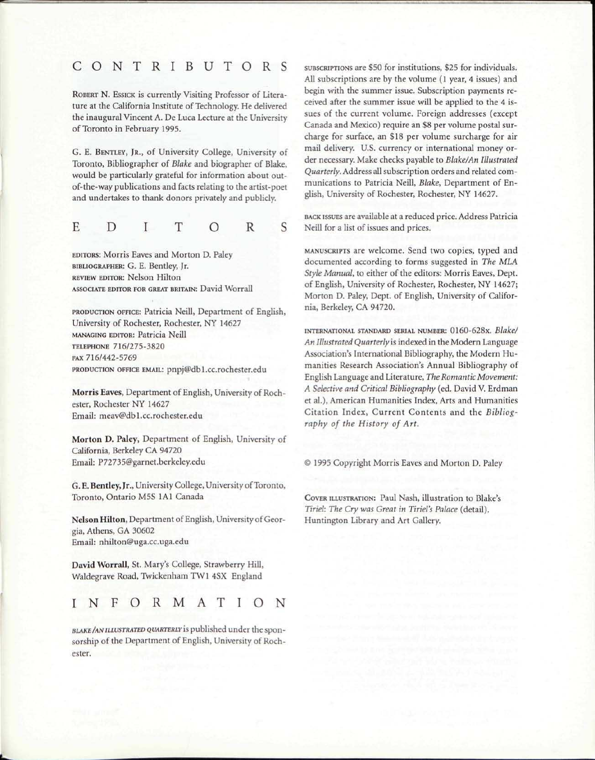## CONTRIBUTORS

Robert N. Essick is currently Visiting Professor of Literature at the California Institute of Technology. He delivered the inaugural Vincent A. De Luca Lecture at the University of Toronto in February 1995.

G. E. Bentley, Jr., of University College, University of Toronto, Bibliographer of *Blake* and biographer of Blake, would be particularly grateful for information about out-of-the-way publications and facts relating to the artist-poet and undertakes to thank donors privately and publicly.

## EDITORS

EDITORS: Morris Eaves and Morton D. Paley
BIBLIOGRAPHER: G. E. Bentley, Jr.
REVIEW EDITOR: Nelson Hilton
ASSOCIATE EDITOR FOR GREAT BRITAIN: David Worrall

PRODUCTION OFFICE: Patricia Neill, Department of English, University of Rochester, Rochester, NY 14627
MANAGING EDITOR: Patricia Neill
TELEPHONE 716/275-3820
FAX 716/442-5769
PRODUCTION OFFICE EMAIL: pnpj@db1.cc.rochester.edu

**Morris Eaves**, Department of English, University of Rochester, Rochester NY 14627
Email: meav@db1.cc.rochester.edu

**Morton D. Paley**, Department of English, University of California, Berkeley CA 94720
Email: P72735@garnet.berkeley.edu

**G. E. Bentley, Jr.**, University College, University of Toronto, Toronto, Ontario M5S 1A1 Canada

**Nelson Hilton**, Department of English, University of Georgia, Athens, GA 30602
Email: nhilton@uga.cc.uga.edu

**David Worrall**, St. Mary's College, Strawberry Hill, Waldegrave Road, Twickenham TW1 4SX England

## INFORMATION

*BLAKE/AN ILLUSTRATED QUARTERLY* is published under the sponsorship of the Department of English, University of Rochester.

SUBSCRIPTIONS are $50 for institutions, $25 for individuals. All subscriptions are by the volume (1 year, 4 issues) and begin with the summer issue. Subscription payments received after the summer issue will be applied to the 4 issues of the current volume. Foreign addresses (except Canada and Mexico) require an $8 per volume postal surcharge for surface, an $18 per volume surcharge for air mail delivery. U.S. currency or international money order necessary. Make checks payable to *Blake/An Illustrated Quarterly*. Address all subscription orders and related communications to Patricia Neill, *Blake*, Department of English, University of Rochester, Rochester, NY 14627.

BACK ISSUES are available at a reduced price. Address Patricia Neill for a list of issues and prices.

MANUSCRIPTS are welcome. Send two copies, typed and documented according to forms suggested in *The MLA Style Manual*, to either of the editors: Morris Eaves, Dept. of English, University of Rochester, Rochester, NY 14627; Morton D. Paley, Dept. of English, University of California, Berkeley, CA 94720.

INTERNATIONAL STANDARD SERIAL NUMBER: 0160-628x. *Blake/An Illustrated Quarterly* is indexed in the Modern Language Association's International Bibliography, the Modern Humanities Research Association's Annual Bibliography of English Language and Literature, *The Romantic Movement: A Selective and Critical Bibliography* (ed. David V. Erdman et al.), American Humanities Index, Arts and Humanities Citation Index, Current Contents and the *Bibliography of the History of Art*.

© 1995 Copyright Morris Eaves and Morton D. Paley

COVER ILLUSTRATION: Paul Nash, illustration to Blake's *Tiriel*: *The Cry was Great in Tiriel's Palace* (detail). Huntington Library and Art Gallery.